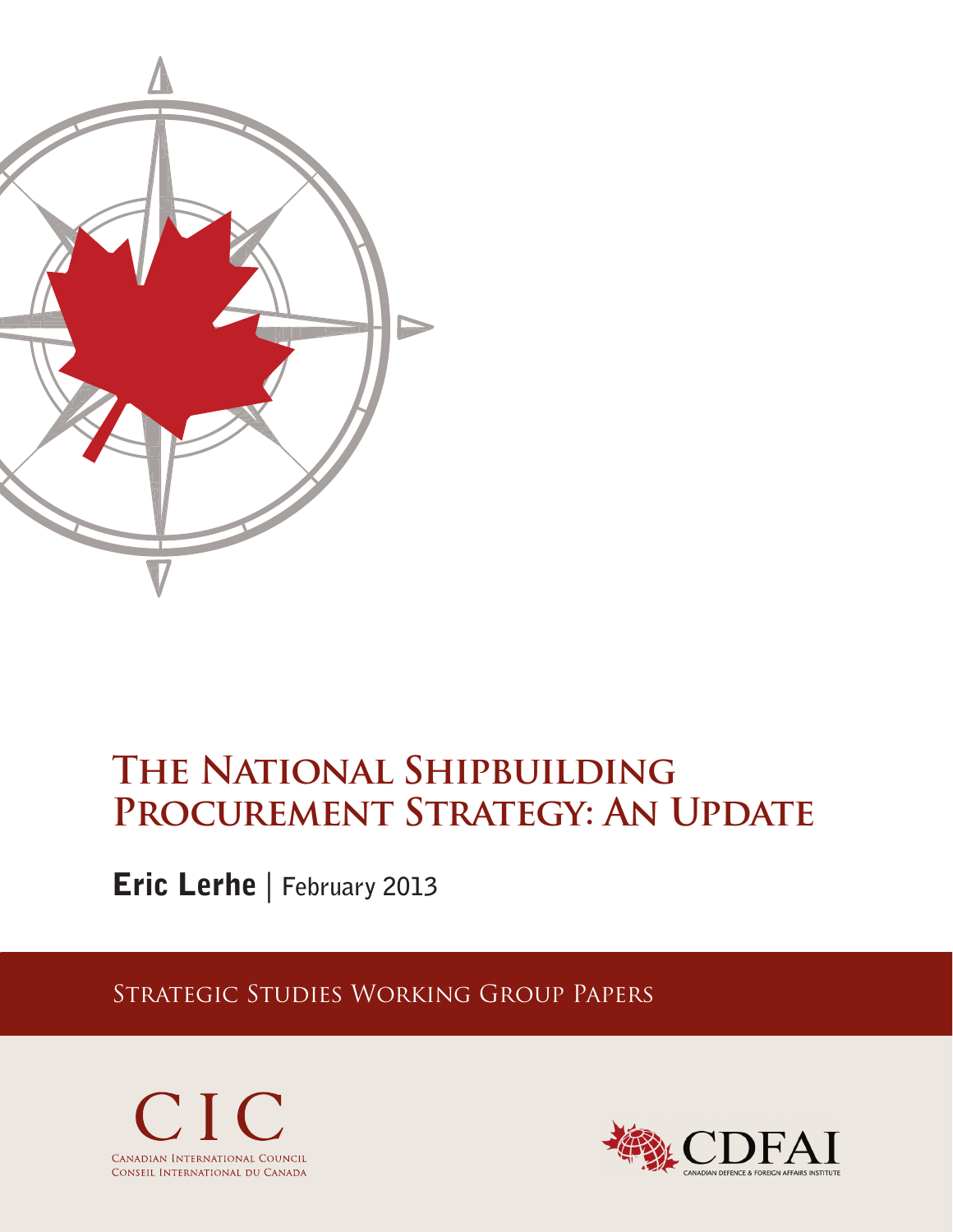# The National Shipbuilding Procurement Strategy: An Update

**Eric Lerhe** | February 2013

Strategic Studies Working Group Papers

CIC
Canadian International Council
Conseil International du Canada

CDFAI
Canadian Defence & Foreign Affairs Institute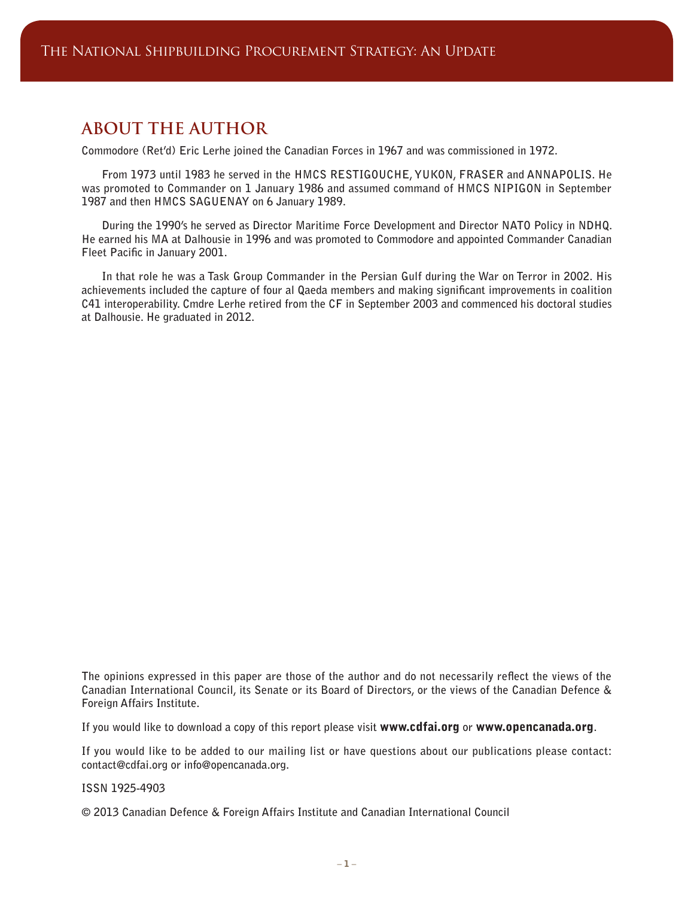## ABOUT THE AUTHOR

Commodore (Ret'd) Eric Lerhe joined the Canadian Forces in 1967 and was commissioned in 1972.

From 1973 until 1983 he served in the HMCS RESTIGOUCHE, YUKON, FRASER and ANNAPOLIS. He was promoted to Commander on 1 January 1986 and assumed command of HMCS NIPIGON in September 1987 and then HMCS SAGUENAY on 6 January 1989.

During the 1990's he served as Director Maritime Force Development and Director NATO Policy in NDHQ. He earned his MA at Dalhousie in 1996 and was promoted to Commodore and appointed Commander Canadian Fleet Pacific in January 2001.

In that role he was a Task Group Commander in the Persian Gulf during the War on Terror in 2002. His achievements included the capture of four al Qaeda members and making significant improvements in coalition C41 interoperability. Cmdre Lerhe retired from the CF in September 2003 and commenced his doctoral studies at Dalhousie. He graduated in 2012.

The opinions expressed in this paper are those of the author and do not necessarily reflect the views of the Canadian International Council, its Senate or its Board of Directors, or the views of the Canadian Defence & Foreign Affairs Institute.

If you would like to download a copy of this report please visit **www.cdfai.org** or **www.opencanada.org**.

If you would like to be added to our mailing list or have questions about our publications please contact: contact@cdfai.org or info@opencanada.org.

ISSN 1925-4903

© 2013 Canadian Defence & Foreign Affairs Institute and Canadian International Council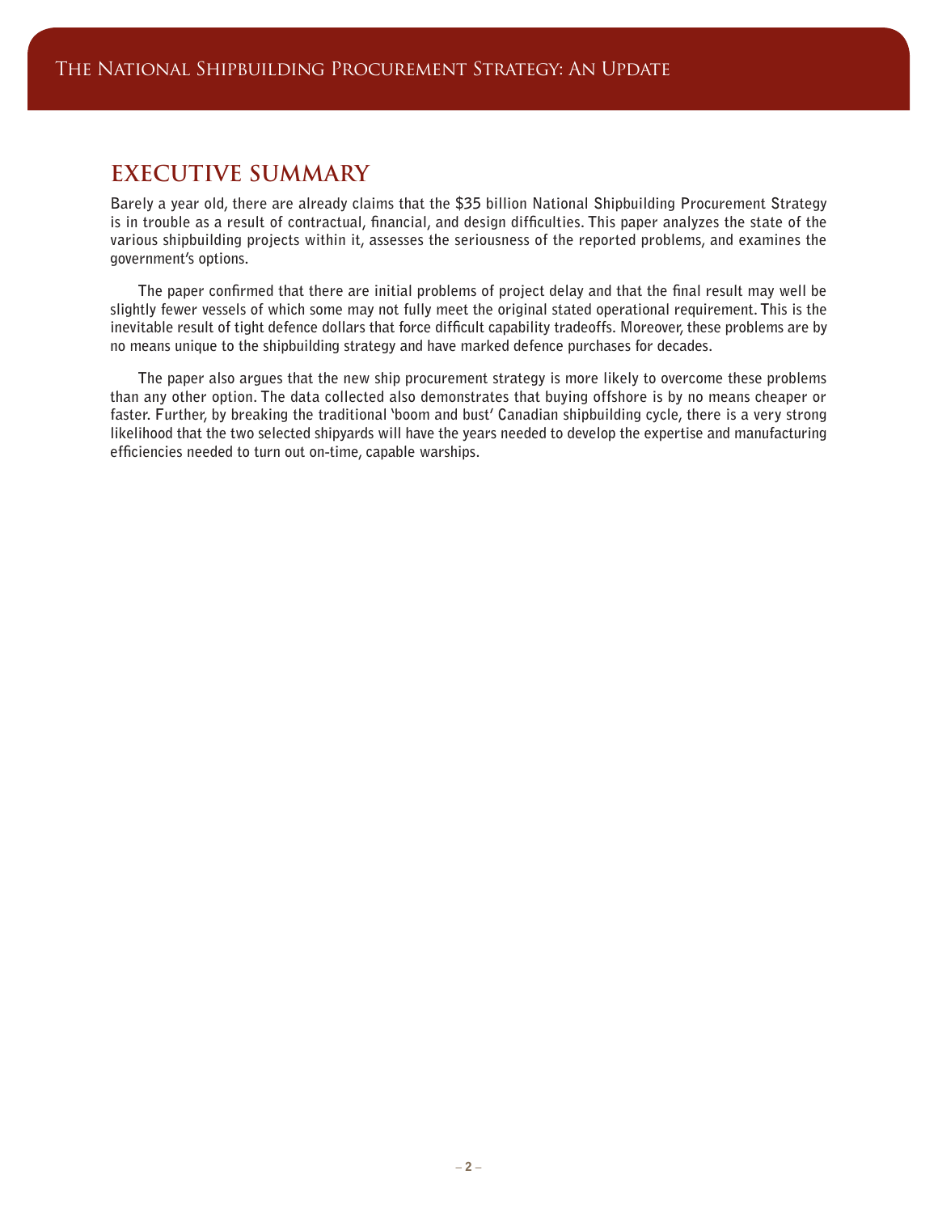## EXECUTIVE SUMMARY

**Barely a year old, there are already claims that the $35 billion National Shipbuilding Procurement Strategy is in trouble as a result of contractual, financial, and design difficulties. This paper analyzes the state of the various shipbuilding projects within it, assesses the seriousness of the reported problems, and examines the government's options.**

**The paper confirmed that there are initial problems of project delay and that the final result may well be slightly fewer vessels of which some may not fully meet the original stated operational requirement. This is the inevitable result of tight defence dollars that force difficult capability tradeoffs. Moreover, these problems are by no means unique to the shipbuilding strategy and have marked defence purchases for decades.**

**The paper also argues that the new ship procurement strategy is more likely to overcome these problems than any other option. The data collected also demonstrates that buying offshore is by no means cheaper or faster. Further, by breaking the traditional 'boom and bust' Canadian shipbuilding cycle, there is a very strong likelihood that the two selected shipyards will have the years needed to develop the expertise and manufacturing efficiencies needed to turn out on-time, capable warships.**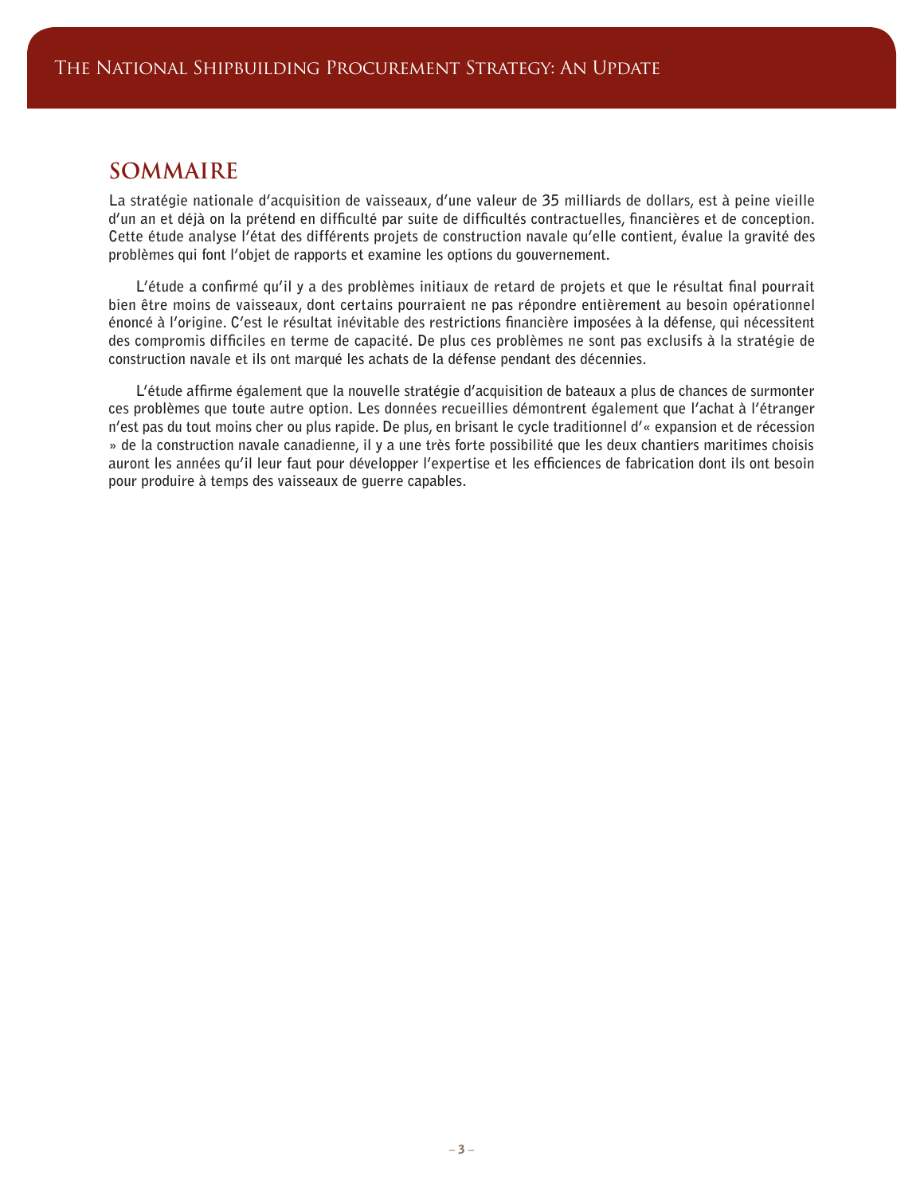## SOMMAIRE

**La stratégie nationale d'acquisition de vaisseaux, d'une valeur de 35 milliards de dollars, est à peine vieille d'un an et déjà on la prétend en difficulté par suite de difficultés contractuelles, financières et de conception. Cette étude analyse l'état des différents projets de construction navale qu'elle contient, évalue la gravité des problèmes qui font l'objet de rapports et examine les options du gouvernement.**

**L'étude a confirmé qu'il y a des problèmes initiaux de retard de projets et que le résultat final pourrait bien être moins de vaisseaux, dont certains pourraient ne pas répondre entièrement au besoin opérationnel énoncé à l'origine. C'est le résultat inévitable des restrictions financière imposées à la défense, qui nécessitent des compromis difficiles en terme de capacité. De plus ces problèmes ne sont pas exclusifs à la stratégie de construction navale et ils ont marqué les achats de la défense pendant des décennies.**

**L'étude affirme également que la nouvelle stratégie d'acquisition de bateaux a plus de chances de surmonter ces problèmes que toute autre option. Les données recueillies démontrent également que l'achat à l'étranger n'est pas du tout moins cher ou plus rapide. De plus, en brisant le cycle traditionnel d'« expansion et de récession » de la construction navale canadienne, il y a une très forte possibilité que les deux chantiers maritimes choisis auront les années qu'il leur faut pour développer l'expertise et les efficiences de fabrication dont ils ont besoin pour produire à temps des vaisseaux de guerre capables.**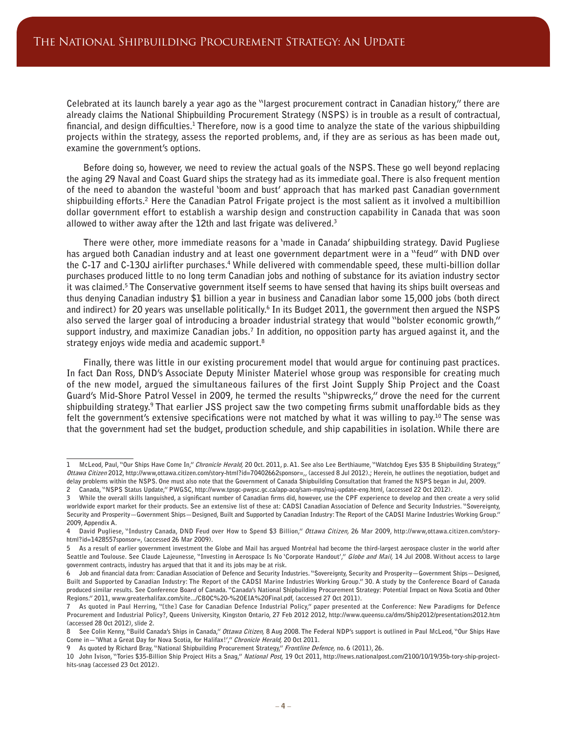Celebrated at its launch barely a year ago as the "largest procurement contract in Canadian history," there are already claims the National Shipbuilding Procurement Strategy (NSPS) is in trouble as a result of contractual, financial, and design difficulties.[1] Therefore, now is a good time to analyze the state of the various shipbuilding projects within the strategy, assess the reported problems, and, if they are as serious as has been made out, examine the government's options.

Before doing so, however, we need to review the actual goals of the NSPS. These go well beyond replacing the aging 29 Naval and Coast Guard ships the strategy had as its immediate goal. There is also frequent mention of the need to abandon the wasteful 'boom and bust' approach that has marked past Canadian government shipbuilding efforts.[2] Here the Canadian Patrol Frigate project is the most salient as it involved a multibillion dollar government effort to establish a warship design and construction capability in Canada that was soon allowed to wither away after the 12th and last frigate was delivered.[3]

There were other, more immediate reasons for a 'made in Canada' shipbuilding strategy. David Pugliese has argued both Canadian industry and at least one government department were in a "feud" with DND over the C-17 and C-130J airlifter purchases.[4] While delivered with commendable speed, these multi-billion dollar purchases produced little to no long term Canadian jobs and nothing of substance for its aviation industry sector it was claimed.[5] The Conservative government itself seems to have sensed that having its ships built overseas and thus denying Canadian industry $1 billion a year in business and Canadian labor some 15,000 jobs (both direct and indirect) for 20 years was unsellable politically.[6] In its Budget 2011, the government then argued the NSPS also served the larger goal of introducing a broader industrial strategy that would "bolster economic growth," support industry, and maximize Canadian jobs.[7] In addition, no opposition party has argued against it, and the strategy enjoys wide media and academic support.[8]

Finally, there was little in our existing procurement model that would argue for continuing past practices. In fact Dan Ross, DND's Associate Deputy Minister Materiel whose group was responsible for creating much of the new model, argued the simultaneous failures of the first Joint Supply Ship Project and the Coast Guard's Mid-Shore Patrol Vessel in 2009, he termed the results "shipwrecks," drove the need for the current shipbuilding strategy.[9] That earlier JSS project saw the two competing firms submit unaffordable bids as they felt the government's extensive specifications were not matched by what it was willing to pay.[10] The sense was that the government had set the budget, production schedule, and ship capabilities in isolation. While there are

---

1 McLeod, Paul, "Our Ships Have Come In," *Chronicle Herald,* 20 Oct. 2011, p. A1. See also Lee Berthiaume, "Watchdog Eyes $35 B Shipbuilding Strategy," *Ottawa Citizen* 2012, http://www,ottawa.citizen.com/story-html?id=70402662sponsor=,, (accessed 8 Jul 2012).; Herein, he outlines the negotiation, budget and delay problems within the NSPS. One must also note that the Government of Canada Shipbuilding Consultation that framed the NSPS began in Jul, 2009.

2 Canada, "NSPS Status Update," PWGSC, http://www.tpsgc-pwgsc.gc.ca/app-acq/sam-mps/maj-update-eng.html, (accessed 22 Oct 2012).

3 While the overall skills languished, a significant number of Canadian firms did, however, use the CPF experience to develop and then create a very solid worldwide export market for their products. See an extensive list of these at: CADSI Canadian Association of Defence and Security Industries. "Sovereignty, Security and Prosperity—Government Ships—Designed, Built and Supported by Canadian Industry: The Report of the CADSI Marine Industries Working Group." 2009, Appendix A.

4 David Pugliese, "Industry Canada, DND Feud over How to Spend $3 Billion," *Ottawa Citizen,* 26 Mar 2009, http://www,ottawa.citizen.com/story-html?id=1428557sponsor=, (accessed 26 Mar 2009).

5 As a result of earlier government investment the Globe and Mail has argued Montréal had become the third-largest aerospace cluster in the world after Seattle and Toulouse. See Claude Lajeunesse, "Investing in Aerospace Is No 'Corporate Handout'," *Globe and Mail,* 14 Jul 2008. Without access to large government contracts, industry has argued that that it and its jobs may be at risk.

6 Job and financial data from: Canadian Association of Defence and Security Industries. "Sovereignty, Security and Prosperity—Government Ships—Designed, Built and Supported by Canadian Industry: The Report of the CADSI Marine Industries Working Group." 30. A study by the Conference Board of Canada produced similar results. See Conference Board of Canada. "Canada's National Shipbuilding Procurement Strategy: Potential Impact on Nova Scotia and Other Regions." 2011, www.greaterhalifax.com/site.../CBOC%20-%20EIA%20Final.pdf, (accessed 27 Oct 2011).

7 As quoted in Paul Herring, "[the] Case for Canadian Defence Industrial Policy," paper presented at the Conference: New Paradigms for Defence Procurement and Industrial Policy?, Queens University, Kingston Ontario, 27 Feb 2012 2012, http://www.queensu.ca/dms/Ship2012/presentations2012.htm (accessed 28 Oct 2012), slide 2.

8 See Colin Kenny, "Build Canada's Ships in Canada," *Ottawa Citizen,* 8 Aug 2008. The Federal NDP's support is outlined in Paul McLeod, "Our Ships Have Come in—'What a Great Day for Nova Scotia, for Halifax!'," *Chronicle Herald,* 20 Oct 2011.

9 As quoted by Richard Bray, "National Shipbuilding Procurement Strategy," *Frontline Defence,* no. 6 (2011), 26.

10 John Ivison, "Tories $35-Billion Ship Project Hits a Snag," *National Post,* 19 Oct 2011, http://news.nationalpost.com/2100/10/19/35b-tory-ship-project-hits-snag (accessed 23 Oct 2012).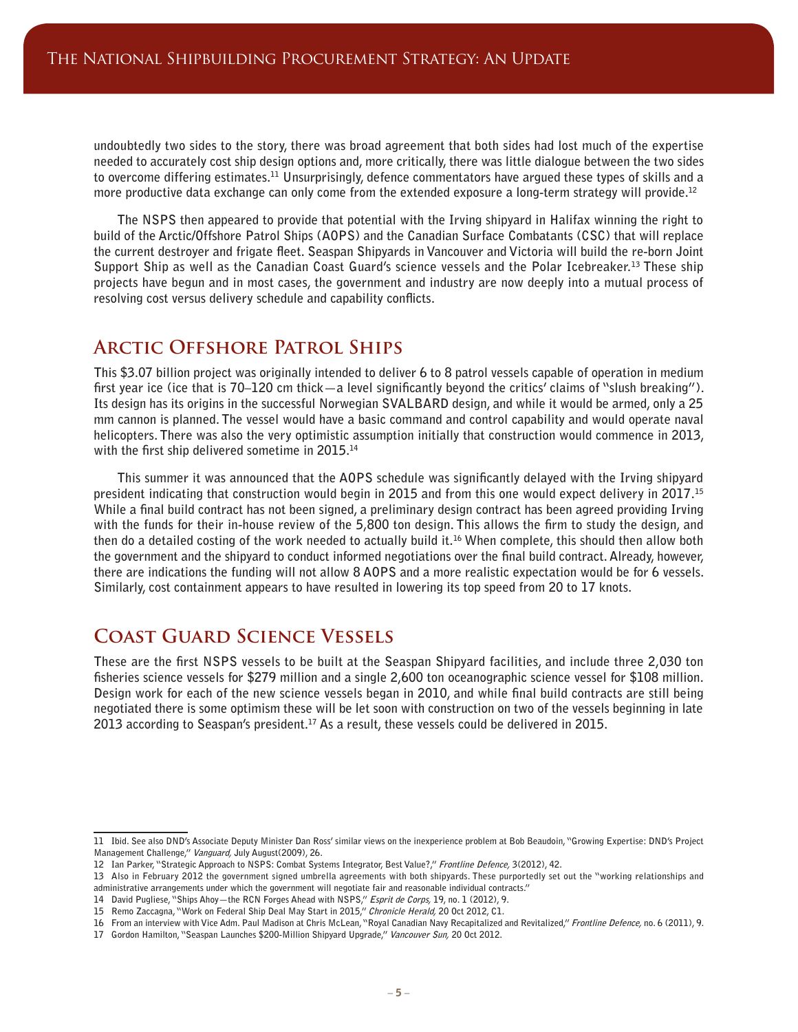undoubtedly two sides to the story, there was broad agreement that both sides had lost much of the expertise needed to accurately cost ship design options and, more critically, there was little dialogue between the two sides to overcome differing estimates.[11] Unsurprisingly, defence commentators have argued these types of skills and a more productive data exchange can only come from the extended exposure a long-term strategy will provide.[12]

The NSPS then appeared to provide that potential with the Irving shipyard in Halifax winning the right to build of the Arctic/Offshore Patrol Ships (AOPS) and the Canadian Surface Combatants (CSC) that will replace the current destroyer and frigate fleet. Seaspan Shipyards in Vancouver and Victoria will build the re-born Joint Support Ship as well as the Canadian Coast Guard's science vessels and the Polar Icebreaker.[13] These ship projects have begun and in most cases, the government and industry are now deeply into a mutual process of resolving cost versus delivery schedule and capability conflicts.

## Arctic Offshore Patrol Ships

This $3.07 billion project was originally intended to deliver 6 to 8 patrol vessels capable of operation in medium first year ice (ice that is 70–120 cm thick—a level significantly beyond the critics' claims of "slush breaking"). Its design has its origins in the successful Norwegian SVALBARD design, and while it would be armed, only a 25 mm cannon is planned. The vessel would have a basic command and control capability and would operate naval helicopters. There was also the very optimistic assumption initially that construction would commence in 2013, with the first ship delivered sometime in 2015.[14]

This summer it was announced that the AOPS schedule was significantly delayed with the Irving shipyard president indicating that construction would begin in 2015 and from this one would expect delivery in 2017.[15] While a final build contract has not been signed, a preliminary design contract has been agreed providing Irving with the funds for their in-house review of the 5,800 ton design. This allows the firm to study the design, and then do a detailed costing of the work needed to actually build it.[16] When complete, this should then allow both the government and the shipyard to conduct informed negotiations over the final build contract. Already, however, there are indications the funding will not allow 8 AOPS and a more realistic expectation would be for 6 vessels. Similarly, cost containment appears to have resulted in lowering its top speed from 20 to 17 knots.

## Coast Guard Science Vessels

These are the first NSPS vessels to be built at the Seaspan Shipyard facilities, and include three 2,030 ton fisheries science vessels for $279 million and a single 2,600 ton oceanographic science vessel for $108 million. Design work for each of the new science vessels began in 2010, and while final build contracts are still being negotiated there is some optimism these will be let soon with construction on two of the vessels beginning in late 2013 according to Seaspan's president.[17] As a result, these vessels could be delivered in 2015.

---

11 Ibid. See also DND's Associate Deputy Minister Dan Ross' similar views on the inexperience problem at Bob Beaudoin, "Growing Expertise: DND's Project Management Challenge," *Vanguard,* July August(2009), 26.

12 Ian Parker, "Strategic Approach to NSPS: Combat Systems Integrator, Best Value?," *Frontline Defence,* 3(2012), 42.

13 Also in February 2012 the government signed umbrella agreements with both shipyards. These purportedly set out the "working relationships and administrative arrangements under which the government will negotiate fair and reasonable individual contracts."

14 David Pugliese, "Ships Ahoy—the RCN Forges Ahead with NSPS," *Esprit de Corps,* 19, no. 1 (2012), 9.

15 Remo Zaccagna, "Work on Federal Ship Deal May Start in 2015," *Chronicle Herald,* 20 Oct 2012, C1.

16 From an interview with Vice Adm. Paul Madison at Chris McLean, "Royal Canadian Navy Recapitalized and Revitalized," *Frontline Defence,* no. 6 (2011), 9.

17 Gordon Hamilton, "Seaspan Launches $200-Million Shipyard Upgrade," *Vancouver Sun,* 20 Oct 2012.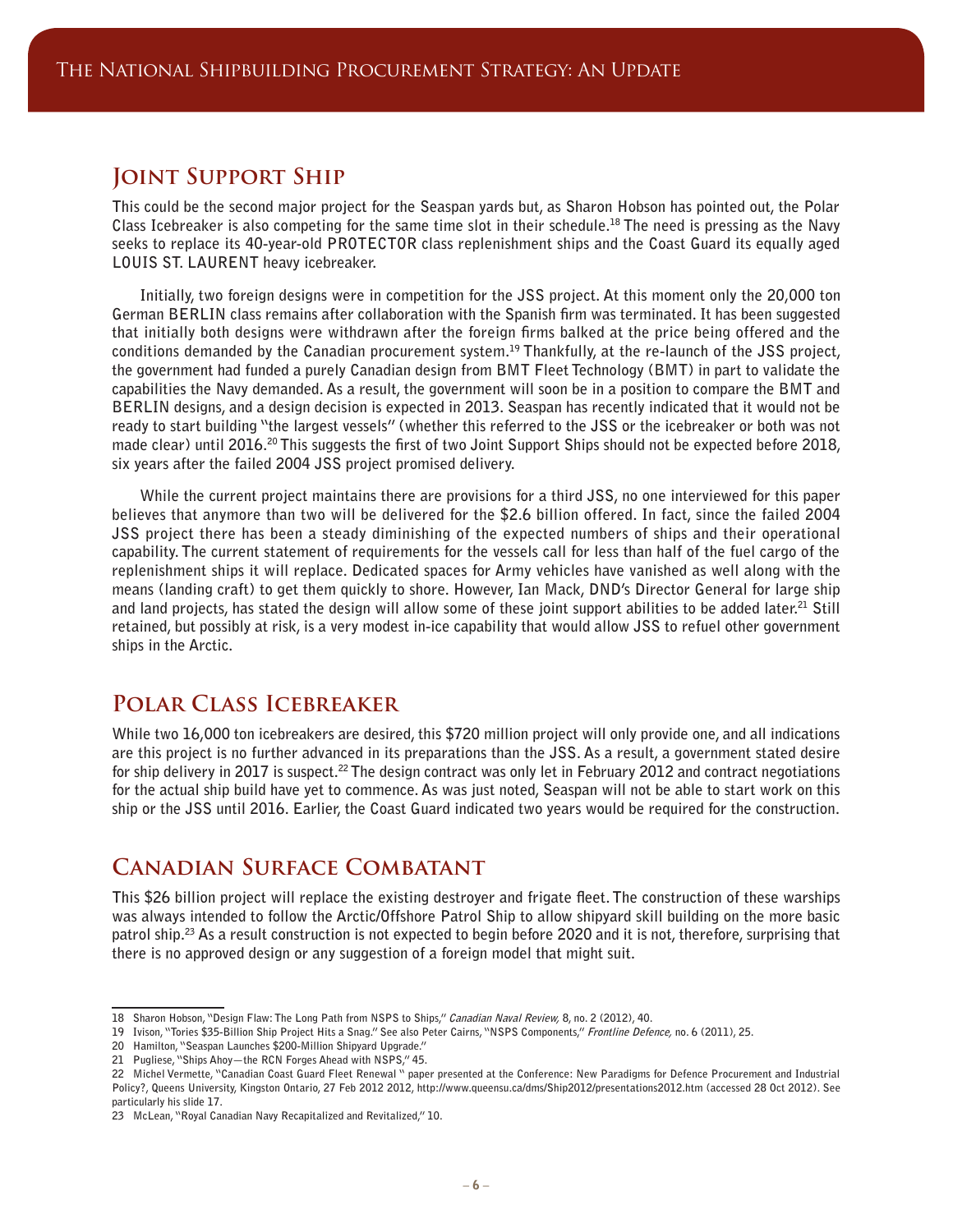## Joint Support Ship

This could be the second major project for the Seaspan yards but, as Sharon Hobson has pointed out, the Polar Class Icebreaker is also competing for the same time slot in their schedule.[18] The need is pressing as the Navy seeks to replace its 40-year-old PROTECTOR class replenishment ships and the Coast Guard its equally aged LOUIS ST. LAURENT heavy icebreaker.

Initially, two foreign designs were in competition for the JSS project. At this moment only the 20,000 ton German BERLIN class remains after collaboration with the Spanish firm was terminated. It has been suggested that initially both designs were withdrawn after the foreign firms balked at the price being offered and the conditions demanded by the Canadian procurement system.[19] Thankfully, at the re-launch of the JSS project, the government had funded a purely Canadian design from BMT Fleet Technology (BMT) in part to validate the capabilities the Navy demanded. As a result, the government will soon be in a position to compare the BMT and BERLIN designs, and a design decision is expected in 2013. Seaspan has recently indicated that it would not be ready to start building "the largest vessels" (whether this referred to the JSS or the icebreaker or both was not made clear) until 2016.[20] This suggests the first of two Joint Support Ships should not be expected before 2018, six years after the failed 2004 JSS project promised delivery.

While the current project maintains there are provisions for a third JSS, no one interviewed for this paper believes that anymore than two will be delivered for the $2.6 billion offered. In fact, since the failed 2004 JSS project there has been a steady diminishing of the expected numbers of ships and their operational capability. The current statement of requirements for the vessels call for less than half of the fuel cargo of the replenishment ships it will replace. Dedicated spaces for Army vehicles have vanished as well along with the means (landing craft) to get them quickly to shore. However, Ian Mack, DND's Director General for large ship and land projects, has stated the design will allow some of these joint support abilities to be added later.[21] Still retained, but possibly at risk, is a very modest in-ice capability that would allow JSS to refuel other government ships in the Arctic.

## Polar Class Icebreaker

While two 16,000 ton icebreakers are desired, this $720 million project will only provide one, and all indications are this project is no further advanced in its preparations than the JSS. As a result, a government stated desire for ship delivery in 2017 is suspect.[22] The design contract was only let in February 2012 and contract negotiations for the actual ship build have yet to commence. As was just noted, Seaspan will not be able to start work on this ship or the JSS until 2016. Earlier, the Coast Guard indicated two years would be required for the construction.

## Canadian Surface Combatant

This $26 billion project will replace the existing destroyer and frigate fleet. The construction of these warships was always intended to follow the Arctic/Offshore Patrol Ship to allow shipyard skill building on the more basic patrol ship.[23] As a result construction is not expected to begin before 2020 and it is not, therefore, surprising that there is no approved design or any suggestion of a foreign model that might suit.

---

18 Sharon Hobson, "Design Flaw: The Long Path from NSPS to Ships," *Canadian Naval Review,* 8, no. 2 (2012), 40.

19 Ivison, "Tories $35-Billion Ship Project Hits a Snag." See also Peter Cairns, "NSPS Components," *Frontline Defence,* no. 6 (2011), 25.

20 Hamilton, "Seaspan Launches $200-Million Shipyard Upgrade."

21 Pugliese, "Ships Ahoy—the RCN Forges Ahead with NSPS," 45.

22 Michel Vermette, "Canadian Coast Guard Fleet Renewal " paper presented at the Conference: New Paradigms for Defence Procurement and Industrial Policy?, Queens University, Kingston Ontario, 27 Feb 2012 2012, http://www.queensu.ca/dms/Ship2012/presentations2012.htm (accessed 28 Oct 2012). See particularly his slide 17.

23 McLean, "Royal Canadian Navy Recapitalized and Revitalized," 10.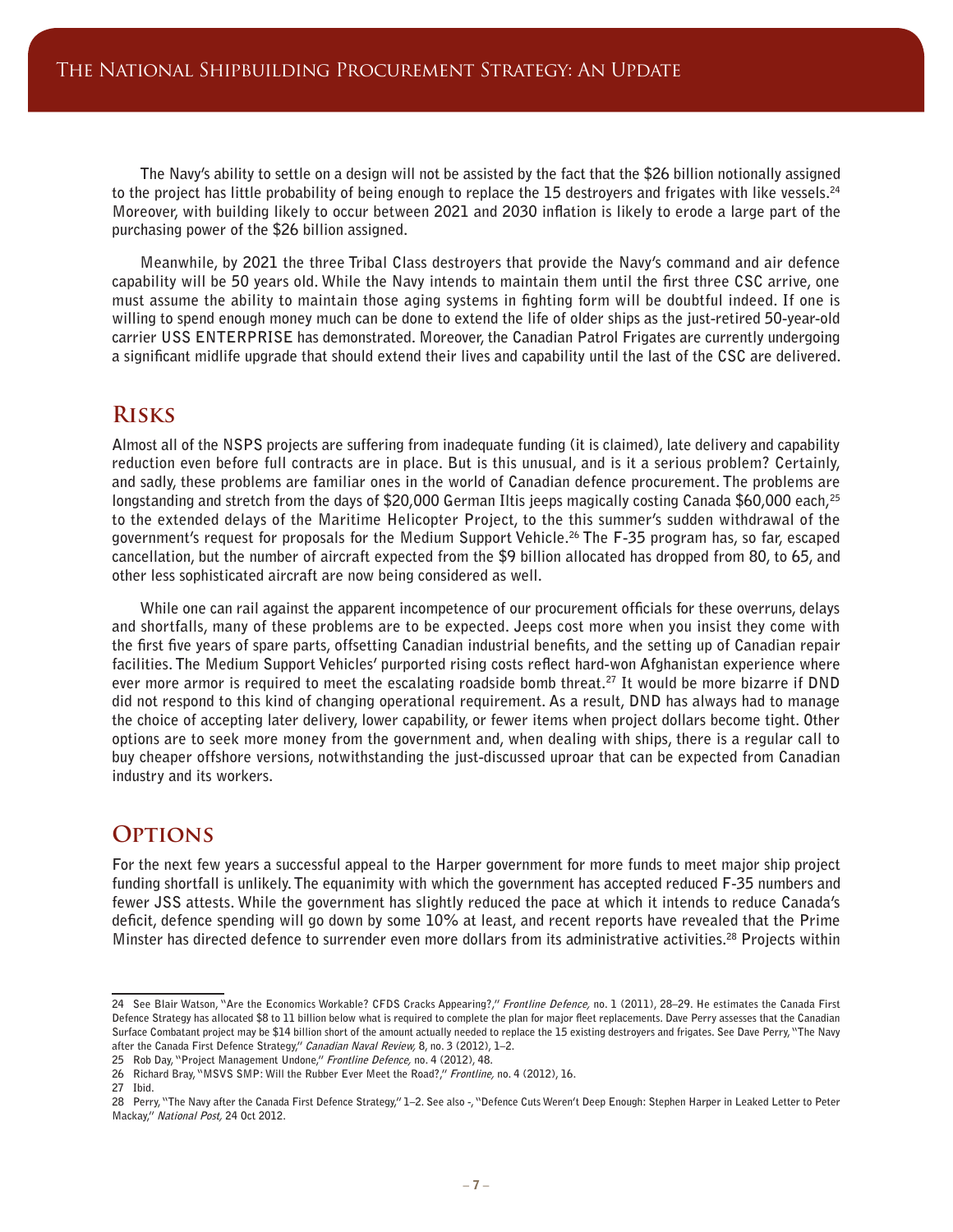The Navy's ability to settle on a design will not be assisted by the fact that the $26 billion notionally assigned to the project has little probability of being enough to replace the 15 destroyers and frigates with like vessels.[24] Moreover, with building likely to occur between 2021 and 2030 inflation is likely to erode a large part of the purchasing power of the $26 billion assigned.

Meanwhile, by 2021 the three Tribal Class destroyers that provide the Navy's command and air defence capability will be 50 years old. While the Navy intends to maintain them until the first three CSC arrive, one must assume the ability to maintain those aging systems in fighting form will be doubtful indeed. If one is willing to spend enough money much can be done to extend the life of older ships as the just-retired 50-year-old carrier USS ENTERPRISE has demonstrated. Moreover, the Canadian Patrol Frigates are currently undergoing a significant midlife upgrade that should extend their lives and capability until the last of the CSC are delivered.

## Risks

Almost all of the NSPS projects are suffering from inadequate funding (it is claimed), late delivery and capability reduction even before full contracts are in place. But is this unusual, and is it a serious problem? Certainly, and sadly, these problems are familiar ones in the world of Canadian defence procurement. The problems are longstanding and stretch from the days of $20,000 German Iltis jeeps magically costing Canada $60,000 each,[25] to the extended delays of the Maritime Helicopter Project, to the this summer's sudden withdrawal of the government's request for proposals for the Medium Support Vehicle.[26] The F-35 program has, so far, escaped cancellation, but the number of aircraft expected from the $9 billion allocated has dropped from 80, to 65, and other less sophisticated aircraft are now being considered as well.

While one can rail against the apparent incompetence of our procurement officials for these overruns, delays and shortfalls, many of these problems are to be expected. Jeeps cost more when you insist they come with the first five years of spare parts, offsetting Canadian industrial benefits, and the setting up of Canadian repair facilities. The Medium Support Vehicles' purported rising costs reflect hard-won Afghanistan experience where ever more armor is required to meet the escalating roadside bomb threat.[27] It would be more bizarre if DND did not respond to this kind of changing operational requirement. As a result, DND has always had to manage the choice of accepting later delivery, lower capability, or fewer items when project dollars become tight. Other options are to seek more money from the government and, when dealing with ships, there is a regular call to buy cheaper offshore versions, notwithstanding the just-discussed uproar that can be expected from Canadian industry and its workers.

## Options

For the next few years a successful appeal to the Harper government for more funds to meet major ship project funding shortfall is unlikely. The equanimity with which the government has accepted reduced F-35 numbers and fewer JSS attests. While the government has slightly reduced the pace at which it intends to reduce Canada's deficit, defence spending will go down by some 10% at least, and recent reports have revealed that the Prime Minister has directed defence to surrender even more dollars from its administrative activities.[28] Projects within

---

24 See Blair Watson, "Are the Economics Workable? CFDS Cracks Appearing?," *Frontline Defence,* no. 1 (2011), 28–29. He estimates the Canada First Defence Strategy has allocated $8 to 11 billion below what is required to complete the plan for major fleet replacements. Dave Perry assesses that the Canadian Surface Combatant project may be $14 billion short of the amount actually needed to replace the 15 existing destroyers and frigates. See Dave Perry, "The Navy after the Canada First Defence Strategy," *Canadian Naval Review,* 8, no. 3 (2012), 1–2.

25 Rob Day, "Project Management Undone," *Frontline Defence,* no. 4 (2012), 48.

26 Richard Bray, "MSVS SMP: Will the Rubber Ever Meet the Road?," *Frontline,* no. 4 (2012), 16.

27 Ibid.

28 Perry, "The Navy after the Canada First Defence Strategy," 1–2. See also -, "Defence Cuts Weren't Deep Enough: Stephen Harper in Leaked Letter to Peter Mackay," *National Post,* 24 Oct 2012.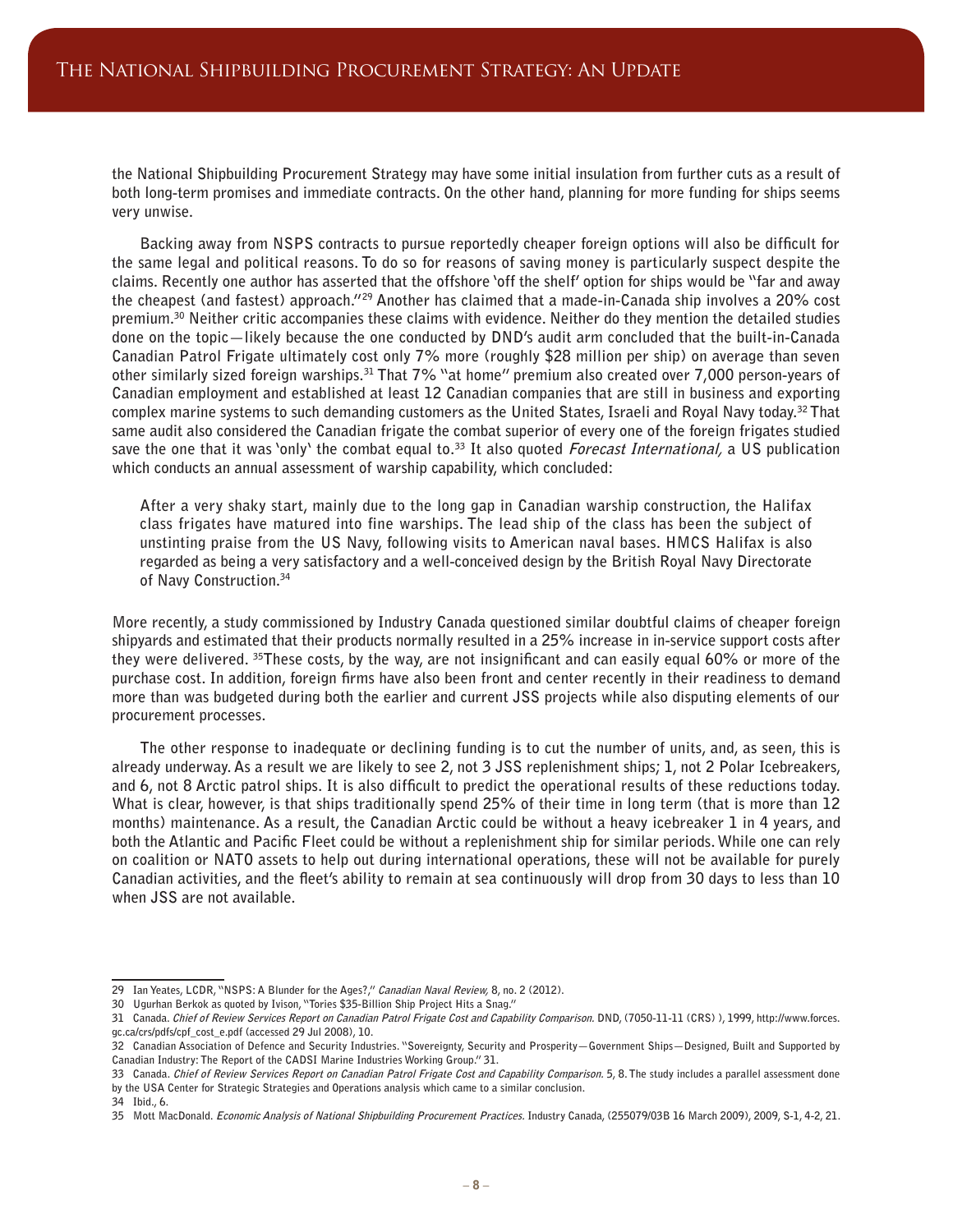the National Shipbuilding Procurement Strategy may have some initial insulation from further cuts as a result of both long-term promises and immediate contracts. On the other hand, planning for more funding for ships seems very unwise.

Backing away from NSPS contracts to pursue reportedly cheaper foreign options will also be difficult for the same legal and political reasons. To do so for reasons of saving money is particularly suspect despite the claims. Recently one author has asserted that the offshore 'off the shelf' option for ships would be "far and away the cheapest (and fastest) approach."[29] Another has claimed that a made-in-Canada ship involves a 20% cost premium.[30] Neither critic accompanies these claims with evidence. Neither do they mention the detailed studies done on the topic—likely because the one conducted by DND's audit arm concluded that the built-in-Canada Canadian Patrol Frigate ultimately cost only 7% more (roughly $28 million per ship) on average than seven other similarly sized foreign warships.[31] That 7% "at home" premium also created over 7,000 person-years of Canadian employment and established at least 12 Canadian companies that are still in business and exporting complex marine systems to such demanding customers as the United States, Israeli and Royal Navy today.[32] That same audit also considered the Canadian frigate the combat superior of every one of the foreign frigates studied save the one that it was 'only' the combat equal to.[33] It also quoted *Forecast International,* a US publication which conducts an annual assessment of warship capability, which concluded:

> After a very shaky start, mainly due to the long gap in Canadian warship construction, the Halifax class frigates have matured into fine warships. The lead ship of the class has been the subject of unstinting praise from the US Navy, following visits to American naval bases. HMCS Halifax is also regarded as being a very satisfactory and a well-conceived design by the British Royal Navy Directorate of Navy Construction.[34]

More recently, a study commissioned by Industry Canada questioned similar doubtful claims of cheaper foreign shipyards and estimated that their products normally resulted in a 25% increase in in-service support costs after they were delivered. [35]These costs, by the way, are not insignificant and can easily equal 60% or more of the purchase cost. In addition, foreign firms have also been front and center recently in their readiness to demand more than was budgeted during both the earlier and current JSS projects while also disputing elements of our procurement processes.

The other response to inadequate or declining funding is to cut the number of units, and, as seen, this is already underway. As a result we are likely to see 2, not 3 JSS replenishment ships; 1, not 2 Polar Icebreakers, and 6, not 8 Arctic patrol ships. It is also difficult to predict the operational results of these reductions today. What is clear, however, is that ships traditionally spend 25% of their time in long term (that is more than 12 months) maintenance. As a result, the Canadian Arctic could be without a heavy icebreaker 1 in 4 years, and both the Atlantic and Pacific Fleet could be without a replenishment ship for similar periods. While one can rely on coalition or NATO assets to help out during international operations, these will not be available for purely Canadian activities, and the fleet's ability to remain at sea continuously will drop from 30 days to less than 10 when JSS are not available.

---

29 Ian Yeates, LCDR, "NSPS: A Blunder for the Ages?," *Canadian Naval Review,* 8, no. 2 (2012).

30 Ugurhan Berkok as quoted by Ivison, "Tories $35-Billion Ship Project Hits a Snag."

31 Canada. *Chief of Review Services Report on Canadian Patrol Frigate Cost and Capability Comparison.* DND, (7050-11-11 (CRS) ), 1999, http://www.forces.gc.ca/crs/pdfs/cpf_cost_e.pdf (accessed 29 Jul 2008), 10.

32 Canadian Association of Defence and Security Industries. "Sovereignty, Security and Prosperity—Government Ships—Designed, Built and Supported by Canadian Industry: The Report of the CADSI Marine Industries Working Group." 31.

33 Canada. *Chief of Review Services Report on Canadian Patrol Frigate Cost and Capability Comparison.* 5, 8. The study includes a parallel assessment done by the USA Center for Strategic Strategies and Operations analysis which came to a similar conclusion.

34 Ibid., 6.

35 Mott MacDonald. *Economic Analysis of National Shipbuilding Procurement Practices.* Industry Canada, (255079/03B 16 March 2009), 2009, S-1, 4-2, 21.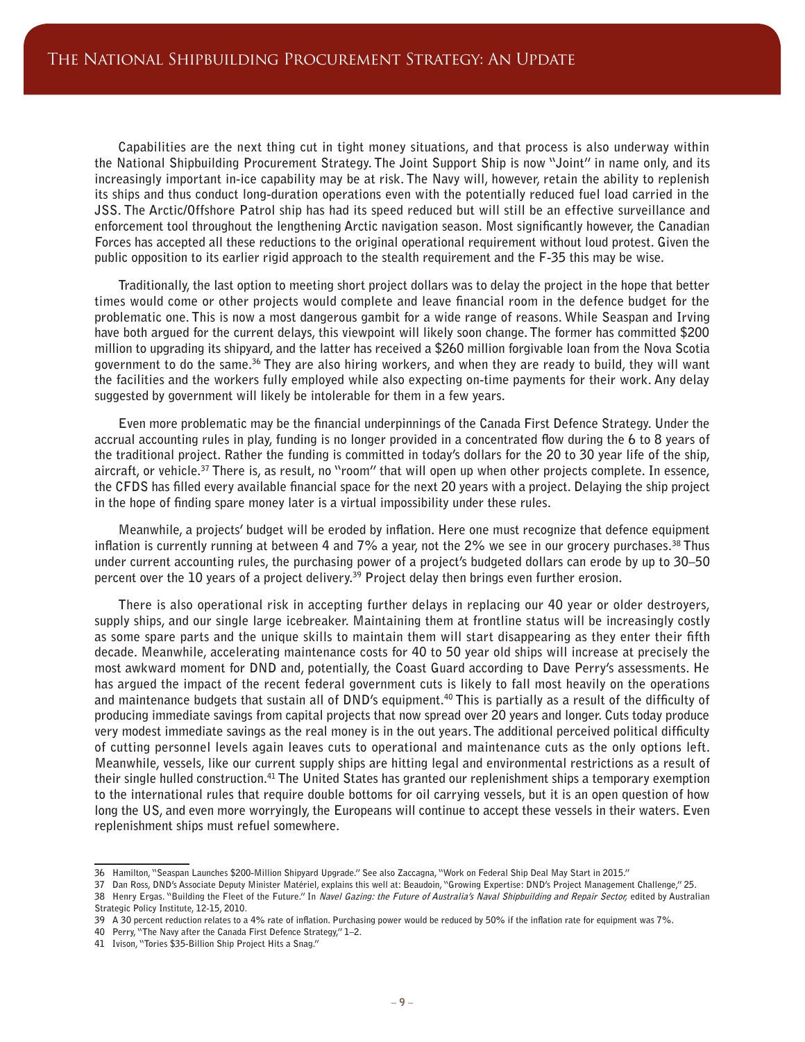Capabilities are the next thing cut in tight money situations, and that process is also underway within the National Shipbuilding Procurement Strategy. The Joint Support Ship is now "Joint" in name only, and its increasingly important in-ice capability may be at risk. The Navy will, however, retain the ability to replenish its ships and thus conduct long-duration operations even with the potentially reduced fuel load carried in the JSS. The Arctic/Offshore Patrol ship has had its speed reduced but will still be an effective surveillance and enforcement tool throughout the lengthening Arctic navigation season. Most significantly however, the Canadian Forces has accepted all these reductions to the original operational requirement without loud protest. Given the public opposition to its earlier rigid approach to the stealth requirement and the F-35 this may be wise.

Traditionally, the last option to meeting short project dollars was to delay the project in the hope that better times would come or other projects would complete and leave financial room in the defence budget for the problematic one. This is now a most dangerous gambit for a wide range of reasons. While Seaspan and Irving have both argued for the current delays, this viewpoint will likely soon change. The former has committed $200 million to upgrading its shipyard, and the latter has received a $260 million forgivable loan from the Nova Scotia government to do the same.[36] They are also hiring workers, and when they are ready to build, they will want the facilities and the workers fully employed while also expecting on-time payments for their work. Any delay suggested by government will likely be intolerable for them in a few years.

Even more problematic may be the financial underpinnings of the Canada First Defence Strategy. Under the accrual accounting rules in play, funding is no longer provided in a concentrated flow during the 6 to 8 years of the traditional project. Rather the funding is committed in today's dollars for the 20 to 30 year life of the ship, aircraft, or vehicle.[37] There is, as result, no "room" that will open up when other projects complete. In essence, the CFDS has filled every available financial space for the next 20 years with a project. Delaying the ship project in the hope of finding spare money later is a virtual impossibility under these rules.

Meanwhile, a projects' budget will be eroded by inflation. Here one must recognize that defence equipment inflation is currently running at between 4 and 7% a year, not the 2% we see in our grocery purchases.[38] Thus under current accounting rules, the purchasing power of a project's budgeted dollars can erode by up to 30–50 percent over the 10 years of a project delivery.[39] Project delay then brings even further erosion.

There is also operational risk in accepting further delays in replacing our 40 year or older destroyers, supply ships, and our single large icebreaker. Maintaining them at frontline status will be increasingly costly as some spare parts and the unique skills to maintain them will start disappearing as they enter their fifth decade. Meanwhile, accelerating maintenance costs for 40 to 50 year old ships will increase at precisely the most awkward moment for DND and, potentially, the Coast Guard according to Dave Perry's assessments. He has argued the impact of the recent federal government cuts is likely to fall most heavily on the operations and maintenance budgets that sustain all of DND's equipment.[40] This is partially as a result of the difficulty of producing immediate savings from capital projects that now spread over 20 years and longer. Cuts today produce very modest immediate savings as the real money is in the out years. The additional perceived political difficulty of cutting personnel levels again leaves cuts to operational and maintenance cuts as the only options left. Meanwhile, vessels, like our current supply ships are hitting legal and environmental restrictions as a result of their single hulled construction.[41] The United States has granted our replenishment ships a temporary exemption to the international rules that require double bottoms for oil carrying vessels, but it is an open question of how long the US, and even more worryingly, the Europeans will continue to accept these vessels in their waters. Even replenishment ships must refuel somewhere.

---

36 Hamilton, "Seaspan Launches $200-Million Shipyard Upgrade." See also Zaccagna, "Work on Federal Ship Deal May Start in 2015."

37 Dan Ross, DND's Associate Deputy Minister Matériel, explains this well at: Beaudoin, "Growing Expertise: DND's Project Management Challenge," 25.

38 Henry Ergas. "Building the Fleet of the Future." In *Navel Gazing: the Future of Australia's Naval Shipbuilding and Repair Sector,* edited by Australian Strategic Policy Institute, 12-15, 2010.

39 A 30 percent reduction relates to a 4% rate of inflation. Purchasing power would be reduced by 50% if the inflation rate for equipment was 7%.

40 Perry, "The Navy after the Canada First Defence Strategy," 1–2.

41 Ivison, "Tories $35-Billion Ship Project Hits a Snag."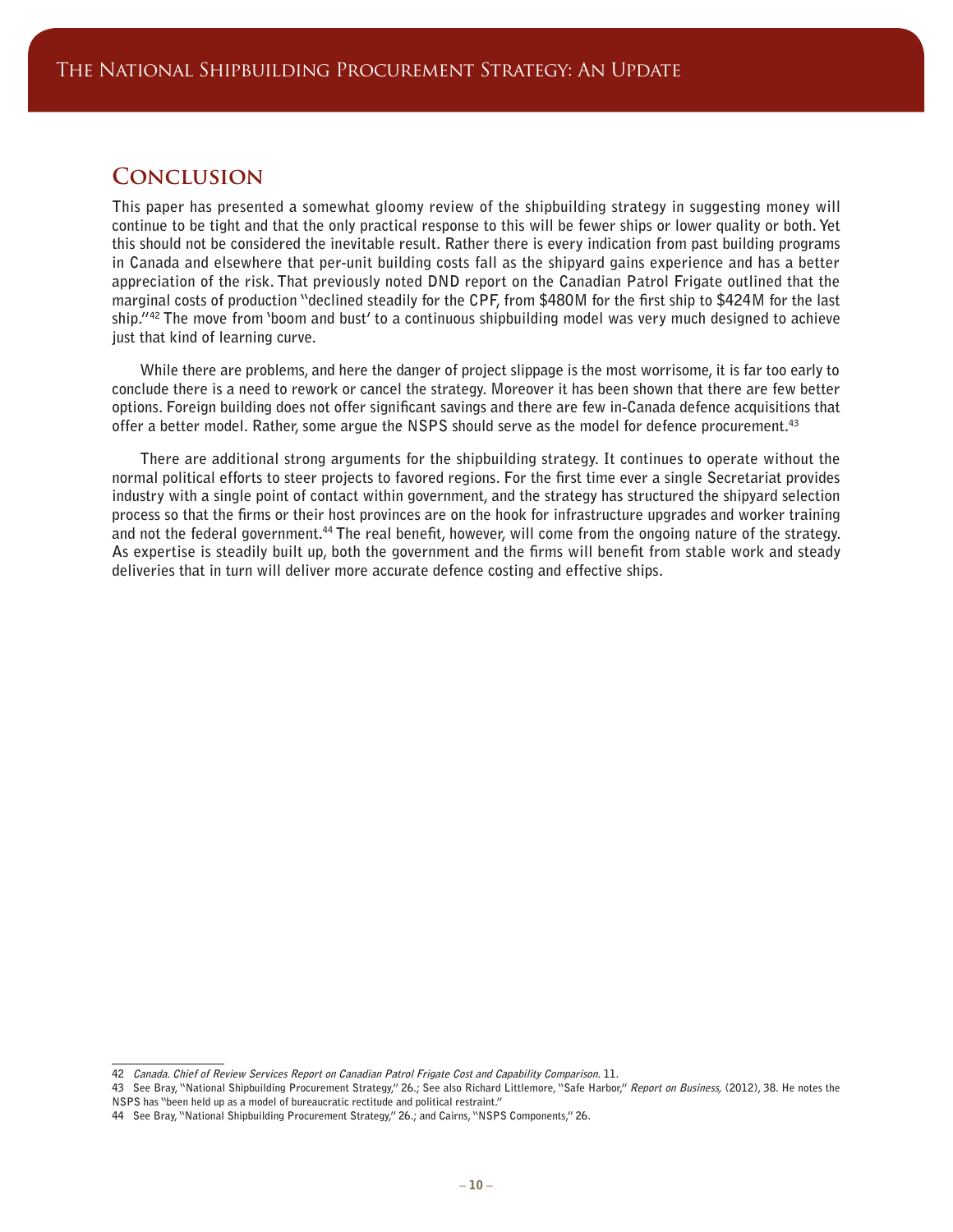## Conclusion

This paper has presented a somewhat gloomy review of the shipbuilding strategy in suggesting money will continue to be tight and that the only practical response to this will be fewer ships or lower quality or both. Yet this should not be considered the inevitable result. Rather there is every indication from past building programs in Canada and elsewhere that per-unit building costs fall as the shipyard gains experience and has a better appreciation of the risk. That previously noted DND report on the Canadian Patrol Frigate outlined that the marginal costs of production "declined steadily for the CPF, from $480M for the first ship to $424M for the last ship."[42] The move from 'boom and bust' to a continuous shipbuilding model was very much designed to achieve just that kind of learning curve.

While there are problems, and here the danger of project slippage is the most worrisome, it is far too early to conclude there is a need to rework or cancel the strategy. Moreover it has been shown that there are few better options. Foreign building does not offer significant savings and there are few in-Canada defence acquisitions that offer a better model. Rather, some argue the NSPS should serve as the model for defence procurement.[43]

There are additional strong arguments for the shipbuilding strategy. It continues to operate without the normal political efforts to steer projects to favored regions. For the first time ever a single Secretariat provides industry with a single point of contact within government, and the strategy has structured the shipyard selection process so that the firms or their host provinces are on the hook for infrastructure upgrades and worker training and not the federal government.[44] The real benefit, however, will come from the ongoing nature of the strategy. As expertise is steadily built up, both the government and the firms will benefit from stable work and steady deliveries that in turn will deliver more accurate defence costing and effective ships.

---

42 *Canada. Chief of Review Services Report on Canadian Patrol Frigate Cost and Capability Comparison.* 11.

43 See Bray, "National Shipbuilding Procurement Strategy," 26.; See also Richard Littlemore, "Safe Harbor," *Report on Business,* (2012), 38. He notes the NSPS has "been held up as a model of bureaucratic rectitude and political restraint."

44 See Bray, "National Shipbuilding Procurement Strategy," 26.; and Cairns, "NSPS Components," 26.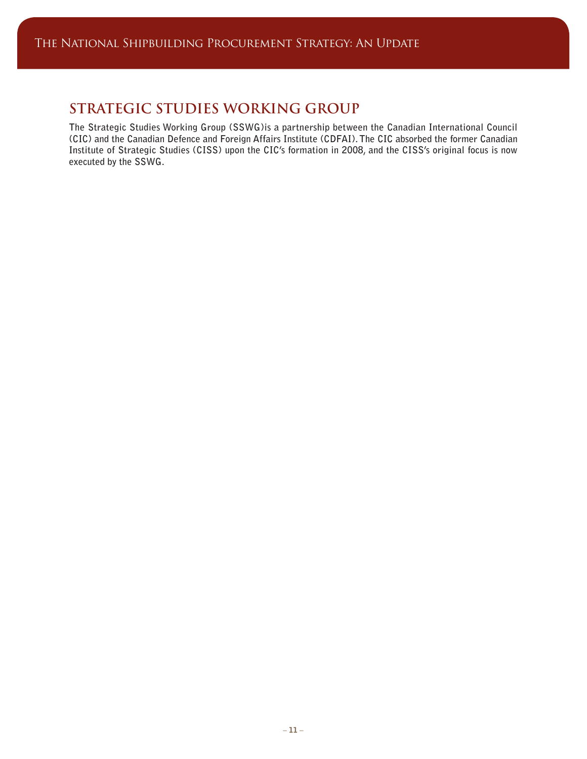## STRATEGIC STUDIES WORKING GROUP

**The Strategic Studies Working Group (SSWG)is a partnership between the Canadian International Council (CIC) and the Canadian Defence and Foreign Affairs Institute (CDFAI). The CIC absorbed the former Canadian Institute of Strategic Studies (CISS) upon the CIC's formation in 2008, and the CISS's original focus is now executed by the SSWG.**